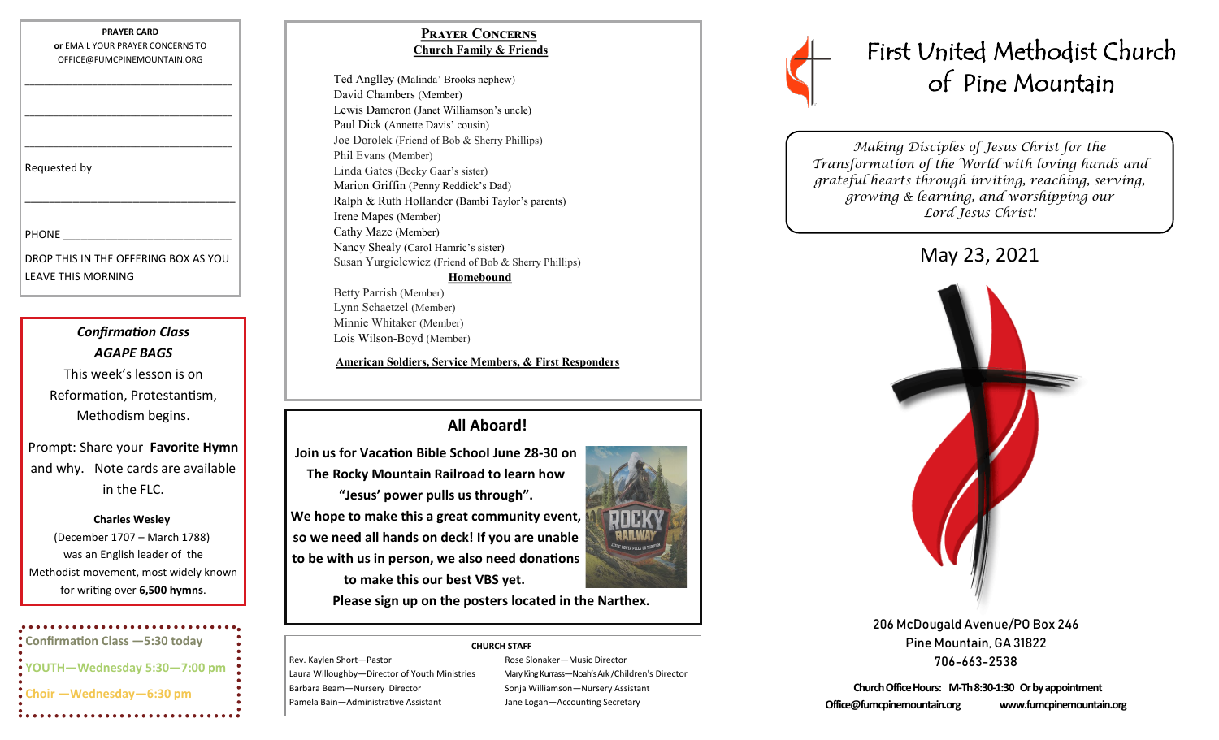**PRAYER CARD**
**or** EMAIL YOUR PRAYER CONCERNS TO OFFICE@FUMCPINEMOUNTAIN.ORG

\_\_\_\_\_\_\_\_\_\_\_\_\_\_\_\_\_\_\_\_\_\_\_\_\_\_\_\_\_\_\_\_

\_\_\_\_\_\_\_\_\_\_\_\_\_\_\_\_\_\_\_\_\_\_\_\_\_\_\_\_\_\_\_\_

\_\_\_\_\_\_\_\_\_\_\_\_\_\_\_\_\_\_\_\_\_\_\_\_\_\_\_\_\_\_\_\_

Requested by

\_\_\_\_\_\_\_\_\_\_\_\_\_\_\_\_\_\_\_\_\_\_\_\_\_\_\_\_\_\_\_\_

PHONE \_\_\_\_\_\_\_\_\_\_\_\_\_\_\_\_\_\_\_\_\_\_\_\_\_\_

DROP THIS IN THE OFFERING BOX AS YOU LEAVE THIS MORNING

***Confirmation Class***
***AGAPE BAGS***

This week's lesson is on Reformation, Protestantism, Methodism begins.

Prompt: Share your **Favorite Hymn** and why. Note cards are available in the FLC.

**Charles Wesley**
(December 1707 – March 1788) was an English leader of the Methodist movement, most widely known for writing over **6,500 hymns**.

**Confirmation Class —5:30 today**

**YOUTH—Wednesday 5:30—7:00 pm**

**Choir —Wednesday—6:30 pm**

## Prayer Concerns

**Church Family & Friends**

Ted Anglley (Malinda' Brooks nephew)
David Chambers (Member)
Lewis Dameron (Janet Williamson's uncle)
Paul Dick (Annette Davis' cousin)
Joe Dorolek (Friend of Bob & Sherry Phillips)
Phil Evans (Member)
Linda Gates (Becky Gaar's sister)
Marion Griffin (Penny Reddick's Dad)
Ralph & Ruth Hollander (Bambi Taylor's parents)
Irene Mapes (Member)
Cathy Maze (Member)
Nancy Shealy (Carol Hamric's sister)
Susan Yurgielewicz (Friend of Bob & Sherry Phillips)

**Homebound**

Betty Parrish (Member)
Lynn Schaetzel (Member)
Minnie Whitaker (Member)
Lois Wilson-Boyd (Member)

**American Soldiers, Service Members, & First Responders**

## All Aboard!

**Join us for Vacation Bible School June 28-30 on The Rocky Mountain Railroad to learn how "Jesus' power pulls us through". We hope to make this a great community event, so we need all hands on deck! If you are unable to be with us in person, we also need donations to make this our best VBS yet.**

**Please sign up on the posters located in the Narthex.**

**CHURCH STAFF**

| | |
|---|---|
| Rev. Kaylen Short—Pastor | Rose Slonaker—Music Director |
| Laura Willoughby—Director of Youth Ministries | Mary King Kurrass—Noah's Ark /Children's Director |
| Barbara Beam—Nursery Director | Sonja Williamson—Nursery Assistant |
| Pamela Bain—Administrative Assistant | Jane Logan—Accounting Secretary |

# First United Methodist Church of Pine Mountain

*Making Disciples of Jesus Christ for the Transformation of the World with loving hands and grateful hearts through inviting, reaching, serving, growing & learning, and worshipping our Lord Jesus Christ!*

## May 23, 2021

206 McDougald Avenue/PO Box 246
Pine Mountain, GA 31822
706-663-2538

**Church Office Hours: M-Th 8:30-1:30 Or by appointment**
**Office@fumcpinemountain.org www.fumcpinemountain.org**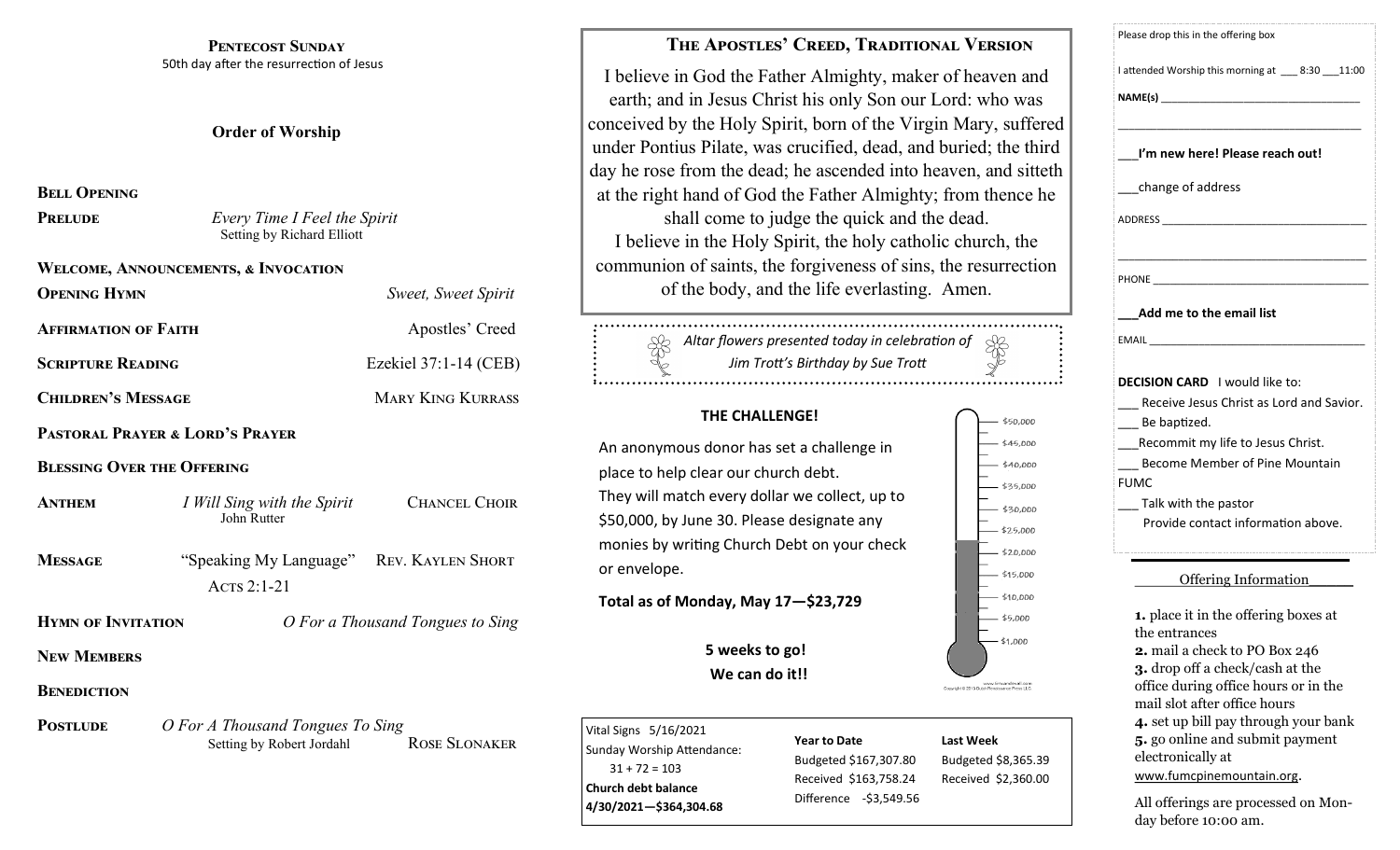## Pentecost Sunday

50th day after the resurrection of Jesus

### Order of Worship

**Bell Opening**

**Prelude** — *Every Time I Feel the Spirit*
Setting by Richard Elliott

**Welcome, Announcements, & Invocation**

**Opening Hymn** — *Sweet, Sweet Spirit*

**Affirmation of Faith** — Apostles' Creed

**Scripture Reading** — Ezekiel 37:1-14 (CEB)

**Children's Message** — Mary King Kurrass

**Pastoral Prayer & Lord's Prayer**

**Blessing Over the Offering**

**Anthem** — *I Will Sing with the Spirit* — Chancel Choir
John Rutter

**Message** — "Speaking My Language" — Rev. Kaylen Short
Acts 2:1-21

**Hymn of Invitation** — *O For a Thousand Tongues to Sing*

**New Members**

**Benediction**

**Postlude** — *O For A Thousand Tongues To Sing* — Rose Slonaker
Setting by Robert Jordahl

## The Apostles' Creed, Traditional Version

I believe in God the Father Almighty, maker of heaven and earth; and in Jesus Christ his only Son our Lord: who was conceived by the Holy Spirit, born of the Virgin Mary, suffered under Pontius Pilate, was crucified, dead, and buried; the third day he rose from the dead; he ascended into heaven, and sitteth at the right hand of God the Father Almighty; from thence he shall come to judge the quick and the dead.
I believe in the Holy Spirit, the holy catholic church, the communion of saints, the forgiveness of sins, the resurrection of the body, and the life everlasting. Amen.

*Altar flowers presented today in celebration of Jim Trott's Birthday by Sue Trott*

**THE CHALLENGE!**

An anonymous donor has set a challenge in place to help clear our church debt. They will match every dollar we collect, up to $50,000, by June 30. Please designate any monies by writing Church Debt on your check or envelope.

**Total as of Monday, May 17—$23,729**

**5 weeks to go!**
**We can do it!!**

$50,000
$45,000
$40,000
$35,000
$30,000
$25,000
$20,000
$15,000
$10,000
$5,000
$1,000

Vital Signs 5/16/2021
Sunday Worship Attendance:
31 + 72 = 103
**Church debt balance**
**4/30/2021—$364,304.68**

**Year to Date**
Budgeted $167,307.80
Received $163,758.24
Difference -$3,549.56

**Last Week**
Budgeted $8,365.39
Received $2,360.00

Please drop this in the offering box

I attended Worship this morning at ___ 8:30 ___11:00

**NAME(s)** ________________________________

________________________________

**___I'm new here! Please reach out!**

___change of address

ADDRESS ________________________________

________________________________

PHONE ________________________________

**___Add me to the email list**

EMAIL ________________________________

**DECISION CARD** I would like to:
___ Receive Jesus Christ as Lord and Savior.
___ Be baptized.
___Recommit my life to Jesus Christ.
___ Become Member of Pine Mountain FUMC
___ Talk with the pastor
Provide contact information above.

Offering Information

**1.** place it in the offering boxes at the entrances
**2.** mail a check to PO Box 246
**3.** drop off a check/cash at the office during office hours or in the mail slot after office hours
**4.** set up bill pay through your bank
**5.** go online and submit payment electronically at www.fumcpinemountain.org.

All offerings are processed on Monday before 10:00 am.